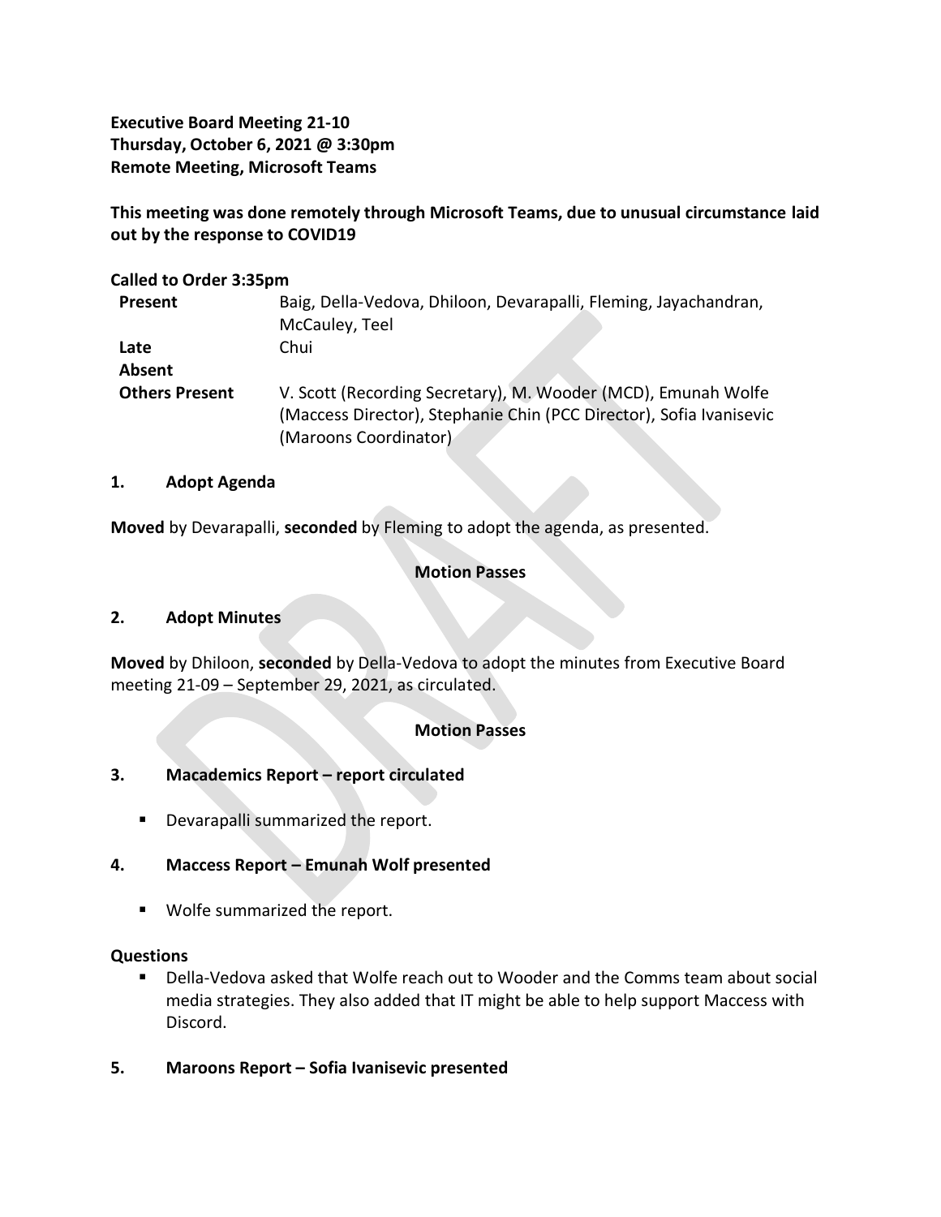**Executive Board Meeting 21-10**
**Thursday, October 6, 2021 @ 3:30pm**
**Remote Meeting, Microsoft Teams**

**This meeting was done remotely through Microsoft Teams, due to unusual circumstance laid out by the response to COVID19**

**Called to Order 3:35pm**

| | |
|---|---|
| **Present** | Baig, Della-Vedova, Dhiloon, Devarapalli, Fleming, Jayachandran, McCauley, Teel |
| **Late** | Chui |
| **Absent** | |
| **Others Present** | V. Scott (Recording Secretary), M. Wooder (MCD), Emunah Wolfe (Maccess Director), Stephanie Chin (PCC Director), Sofia Ivanisevic (Maroons Coordinator) |

## 1. Adopt Agenda

**Moved** by Devarapalli, **seconded** by Fleming to adopt the agenda, as presented.

**Motion Passes**

## 2. Adopt Minutes

**Moved** by Dhiloon, **seconded** by Della-Vedova to adopt the minutes from Executive Board meeting 21-09 – September 29, 2021, as circulated.

**Motion Passes**

## 3. Macademics Report – report circulated

- Devarapalli summarized the report.

## 4. Maccess Report – Emunah Wolf presented

- Wolfe summarized the report.

**Questions**

- Della-Vedova asked that Wolfe reach out to Wooder and the Comms team about social media strategies. They also added that IT might be able to help support Maccess with Discord.

## 5. Maroons Report – Sofia Ivanisevic presented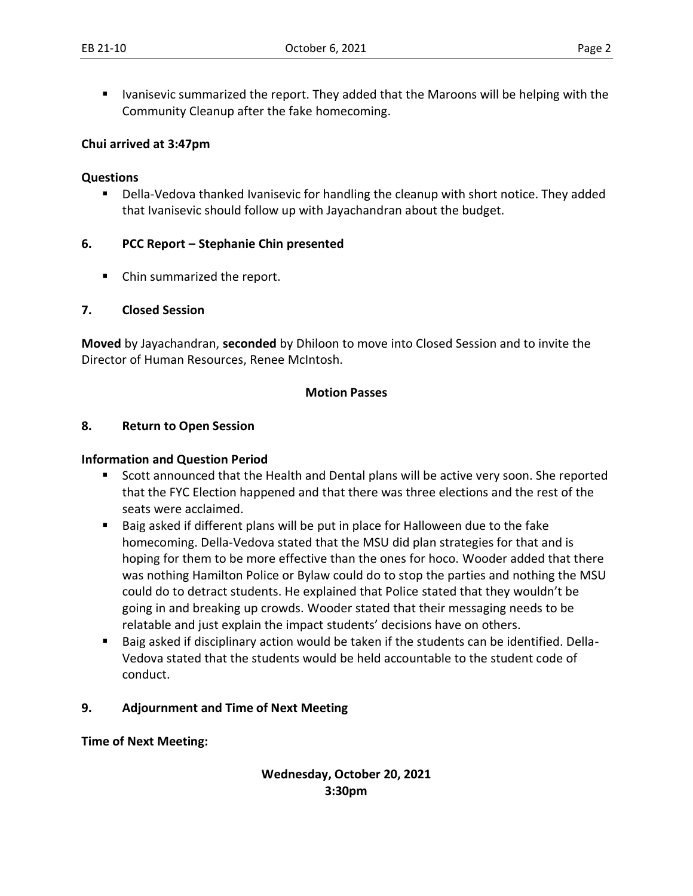- Ivanisevic summarized the report. They added that the Maroons will be helping with the Community Cleanup after the fake homecoming.

**Chui arrived at 3:47pm**

**Questions**

- Della-Vedova thanked Ivanisevic for handling the cleanup with short notice. They added that Ivanisevic should follow up with Jayachandran about the budget.

## 6. PCC Report – Stephanie Chin presented

- Chin summarized the report.

## 7. Closed Session

**Moved** by Jayachandran, **seconded** by Dhiloon to move into Closed Session and to invite the Director of Human Resources, Renee McIntosh.

**Motion Passes**

## 8. Return to Open Session

**Information and Question Period**

- Scott announced that the Health and Dental plans will be active very soon. She reported that the FYC Election happened and that there was three elections and the rest of the seats were acclaimed.
- Baig asked if different plans will be put in place for Halloween due to the fake homecoming. Della-Vedova stated that the MSU did plan strategies for that and is hoping for them to be more effective than the ones for hoco. Wooder added that there was nothing Hamilton Police or Bylaw could do to stop the parties and nothing the MSU could do to detract students. He explained that Police stated that they wouldn't be going in and breaking up crowds. Wooder stated that their messaging needs to be relatable and just explain the impact students' decisions have on others.
- Baig asked if disciplinary action would be taken if the students can be identified. Della-Vedova stated that the students would be held accountable to the student code of conduct.

## 9. Adjournment and Time of Next Meeting

**Time of Next Meeting:**

**Wednesday, October 20, 2021**
**3:30pm**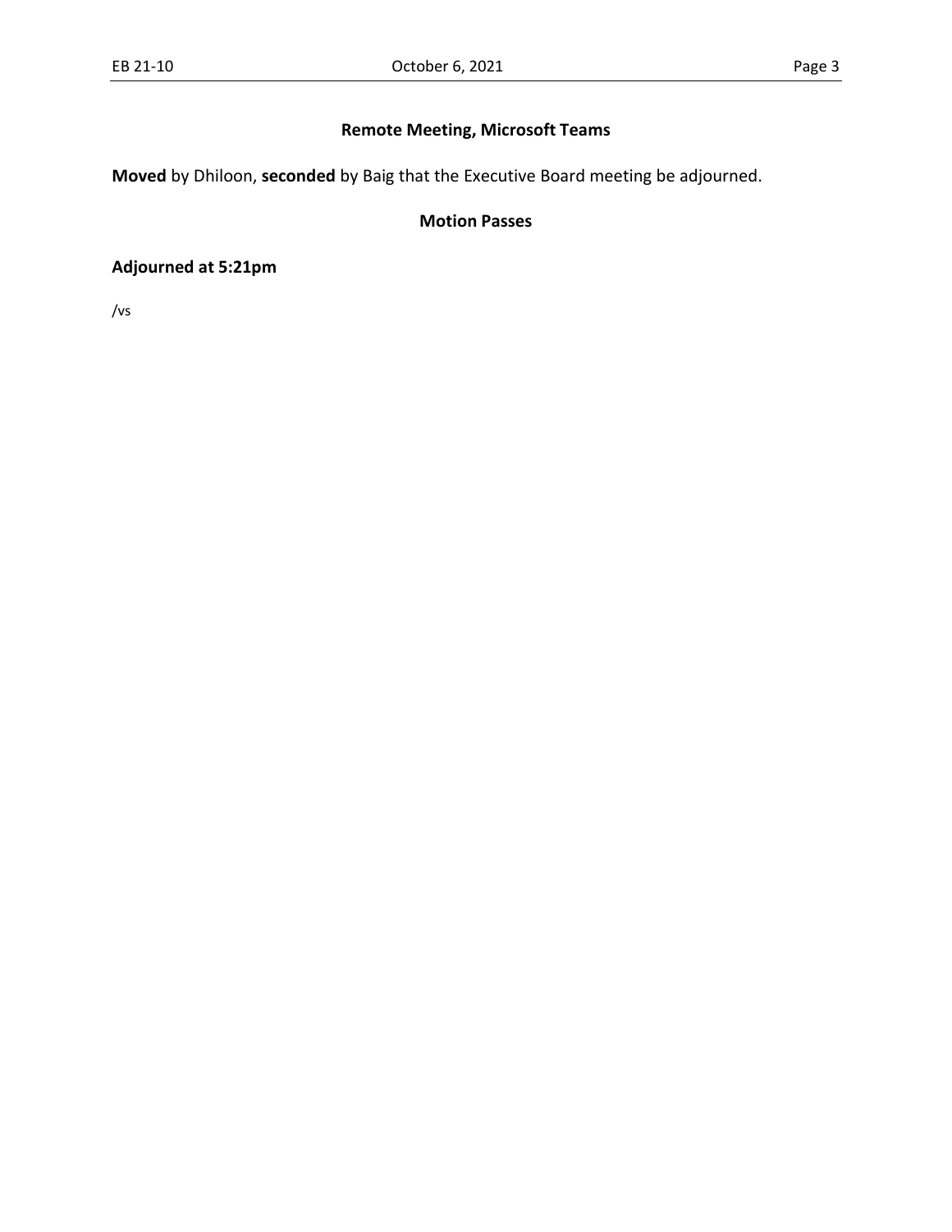**Remote Meeting, Microsoft Teams**

**Moved** by Dhiloon, **seconded** by Baig that the Executive Board meeting be adjourned.

**Motion Passes**

**Adjourned at 5:21pm**

/vs